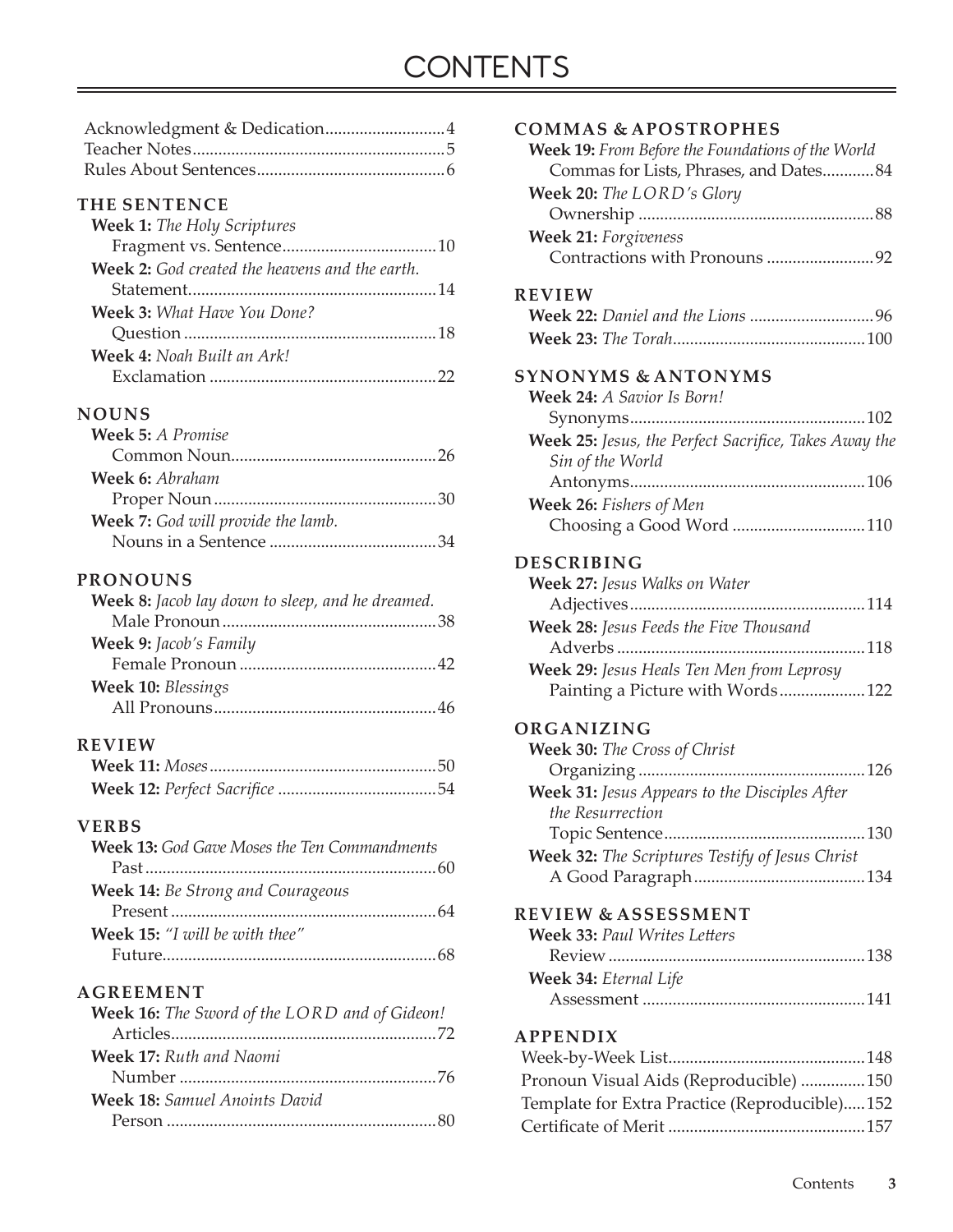# CONTENTS

Acknowledgment & Dedication....4
Teacher Notes....5
Rules About Sentences....6

## THE SENTENCE

**Week 1:** *The Holy Scriptures*
Fragment vs. Sentence....10

**Week 2:** *God created the heavens and the earth.*
Statement....14

**Week 3:** *What Have You Done?*
Question....18

**Week 4:** *Noah Built an Ark!*
Exclamation....22

## NOUNS

**Week 5:** *A Promise*
Common Noun....26

**Week 6:** *Abraham*
Proper Noun....30

**Week 7:** *God will provide the lamb.*
Nouns in a Sentence....34

## PRONOUNS

**Week 8:** *Jacob lay down to sleep, and he dreamed.*
Male Pronoun....38

**Week 9:** *Jacob's Family*
Female Pronoun....42

**Week 10:** *Blessings*
All Pronouns....46

## REVIEW

**Week 11:** *Moses*....50

**Week 12:** *Perfect Sacrifice*....54

## VERBS

**Week 13:** *God Gave Moses the Ten Commandments*
Past....60

**Week 14:** *Be Strong and Courageous*
Present....64

**Week 15:** *"I will be with thee"*
Future....68

## AGREEMENT

**Week 16:** *The Sword of the LORD and of Gideon!*
Articles....72

**Week 17:** *Ruth and Naomi*
Number....76

**Week 18:** *Samuel Anoints David*
Person....80

## COMMAS & APOSTROPHES

**Week 19:** *From Before the Foundations of the World*
Commas for Lists, Phrases, and Dates....84

**Week 20:** *The LORD's Glory*
Ownership....88

**Week 21:** *Forgiveness*
Contractions with Pronouns....92

## REVIEW

**Week 22:** *Daniel and the Lions*....96

**Week 23:** *The Torah*....100

## SYNONYMS & ANTONYMS

**Week 24:** *A Savior Is Born!*
Synonyms....102

**Week 25:** *Jesus, the Perfect Sacrifice, Takes Away the Sin of the World*
Antonyms....106

**Week 26:** *Fishers of Men*
Choosing a Good Word....110

## DESCRIBING

**Week 27:** *Jesus Walks on Water*
Adjectives....114

**Week 28:** *Jesus Feeds the Five Thousand*
Adverbs....118

**Week 29:** *Jesus Heals Ten Men from Leprosy*
Painting a Picture with Words....122

## ORGANIZING

**Week 30:** *The Cross of Christ*
Organizing....126

**Week 31:** *Jesus Appears to the Disciples After the Resurrection*
Topic Sentence....130

**Week 32:** *The Scriptures Testify of Jesus Christ*
A Good Paragraph....134

## REVIEW & ASSESSMENT

**Week 33:** *Paul Writes Letters*
Review....138

**Week 34:** *Eternal Life*
Assessment....141

## APPENDIX

Week-by-Week List....148
Pronoun Visual Aids (Reproducible)....150
Template for Extra Practice (Reproducible)....152
Certificate of Merit....157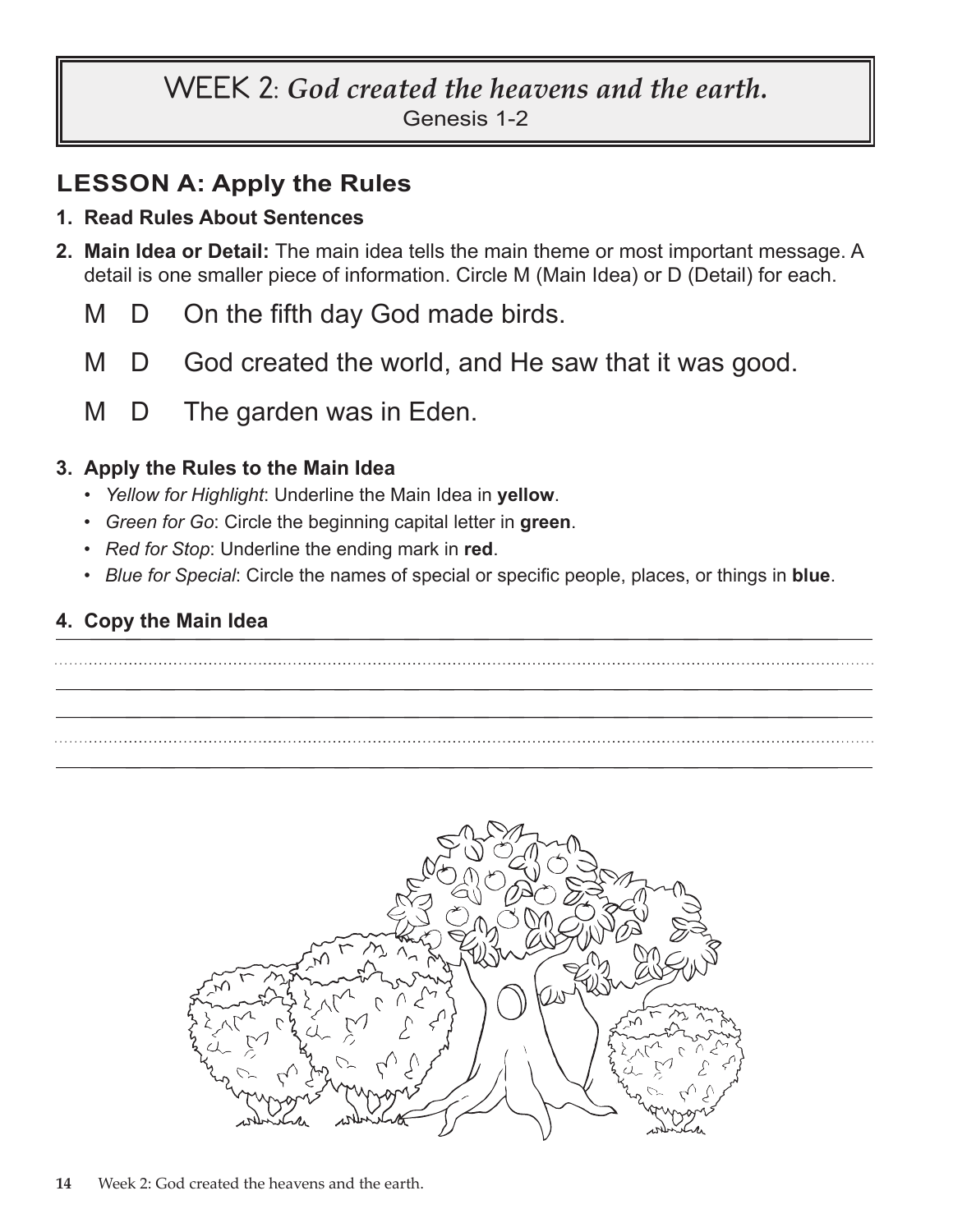## WEEK 2: *God created the heavens and the earth.*

Genesis 1-2

## LESSON A: Apply the Rules

1. **Read Rules About Sentences**
2. **Main Idea or Detail:** The main idea tells the main theme or most important message. A detail is one smaller piece of information. Circle M (Main Idea) or D (Detail) for each.

   M D On the fifth day God made birds.

   M D God created the world, and He saw that it was good.

   M D The garden was in Eden.

3. **Apply the Rules to the Main Idea**
   - *Yellow for Highlight*: Underline the Main Idea in **yellow**.
   - *Green for Go*: Circle the beginning capital letter in **green**.
   - *Red for Stop*: Underline the ending mark in **red**.
   - *Blue for Special*: Circle the names of special or specific people, places, or things in **blue**.

4. **Copy the Main Idea**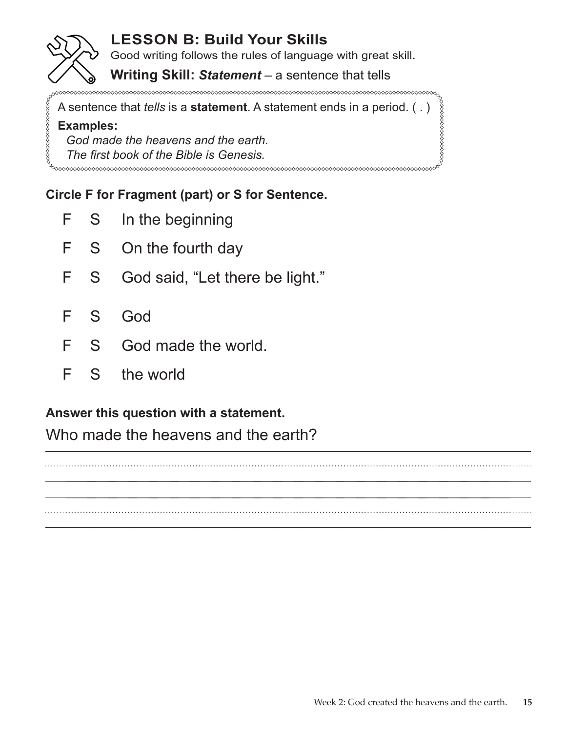## LESSON B: Build Your Skills

Good writing follows the rules of language with great skill.

**Writing Skill:** ***Statement*** – a sentence that tells

A sentence that *tells* is a **statement**. A statement ends in a period. ( . )

**Examples:**

*God made the heavens and the earth.*
*The first book of the Bible is Genesis.*

**Circle F for Fragment (part) or S for Sentence.**

F S In the beginning

F S On the fourth day

F S God said, "Let there be light."

F S God

F S God made the world.

F S the world

**Answer this question with a statement.**

Who made the heavens and the earth?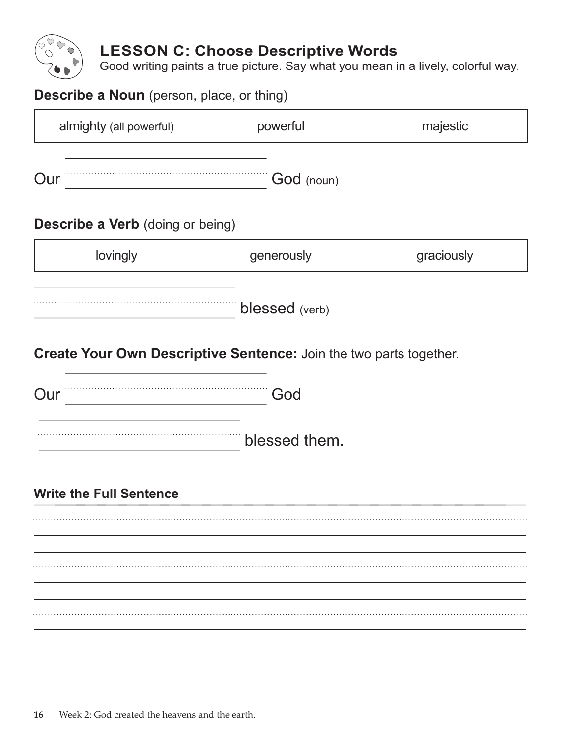## LESSON C: Choose Descriptive Words

Good writing paints a true picture. Say what you mean in a lively, colorful way.

**Describe a Noun** (person, place, or thing)

| almighty (all powerful) | powerful | majestic |
|---|---|---|

Our ______________________ God (noun)

**Describe a Verb** (doing or being)

| lovingly | generously | graciously |
|---|---|---|

______________________ blessed (verb)

**Create Your Own Descriptive Sentence:** Join the two parts together.

Our ______________________ God

______________________ blessed them.

**Write the Full Sentence**

______________________________________________________________________

______________________________________________________________________

______________________________________________________________________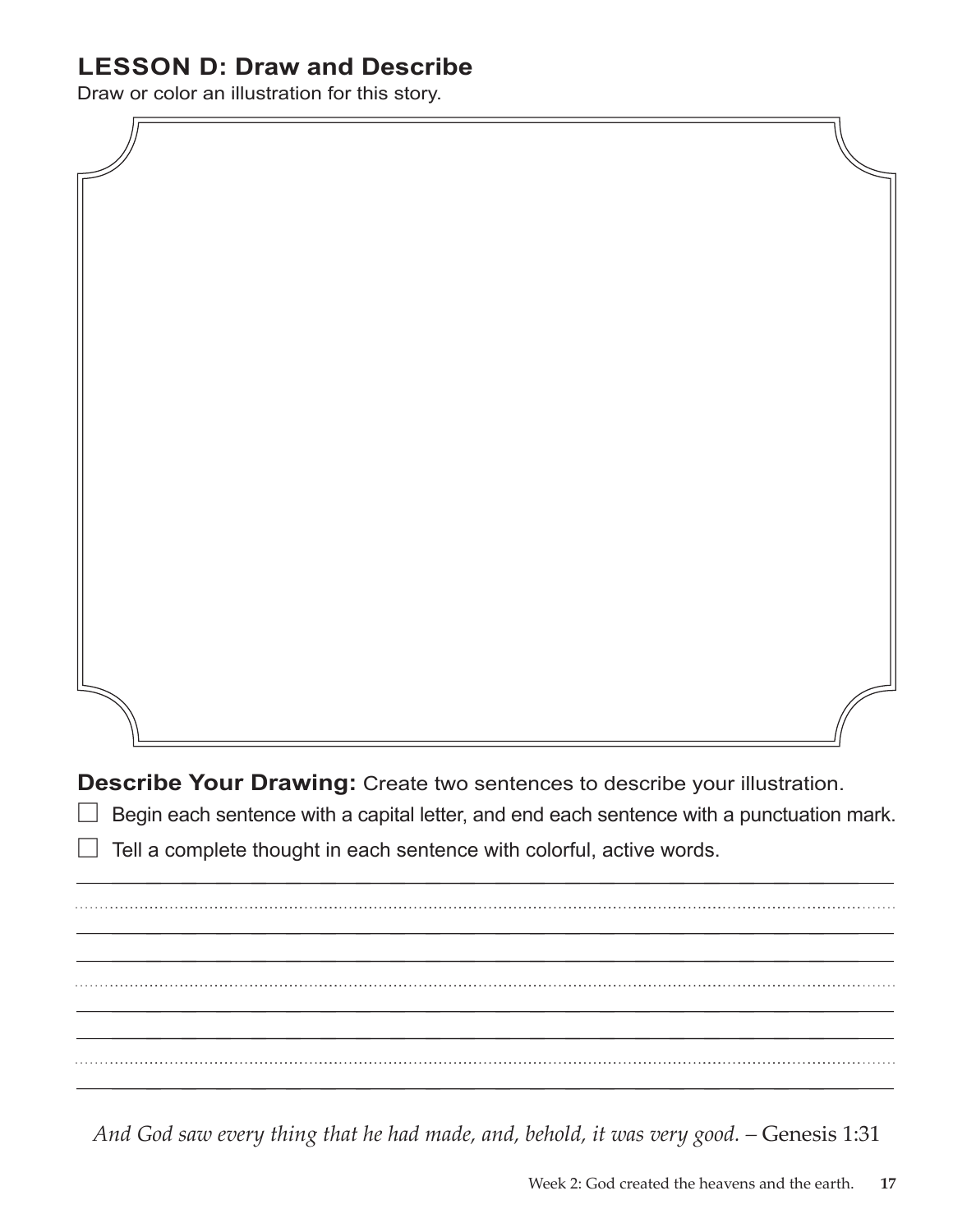## LESSON D: Draw and Describe

Draw or color an illustration for this story.

**Describe Your Drawing:** Create two sentences to describe your illustration.

- ☐ Begin each sentence with a capital letter, and end each sentence with a punctuation mark.
- ☐ Tell a complete thought in each sentence with colorful, active words.

*And God saw every thing that he had made, and, behold, it was very good.* – Genesis 1:31